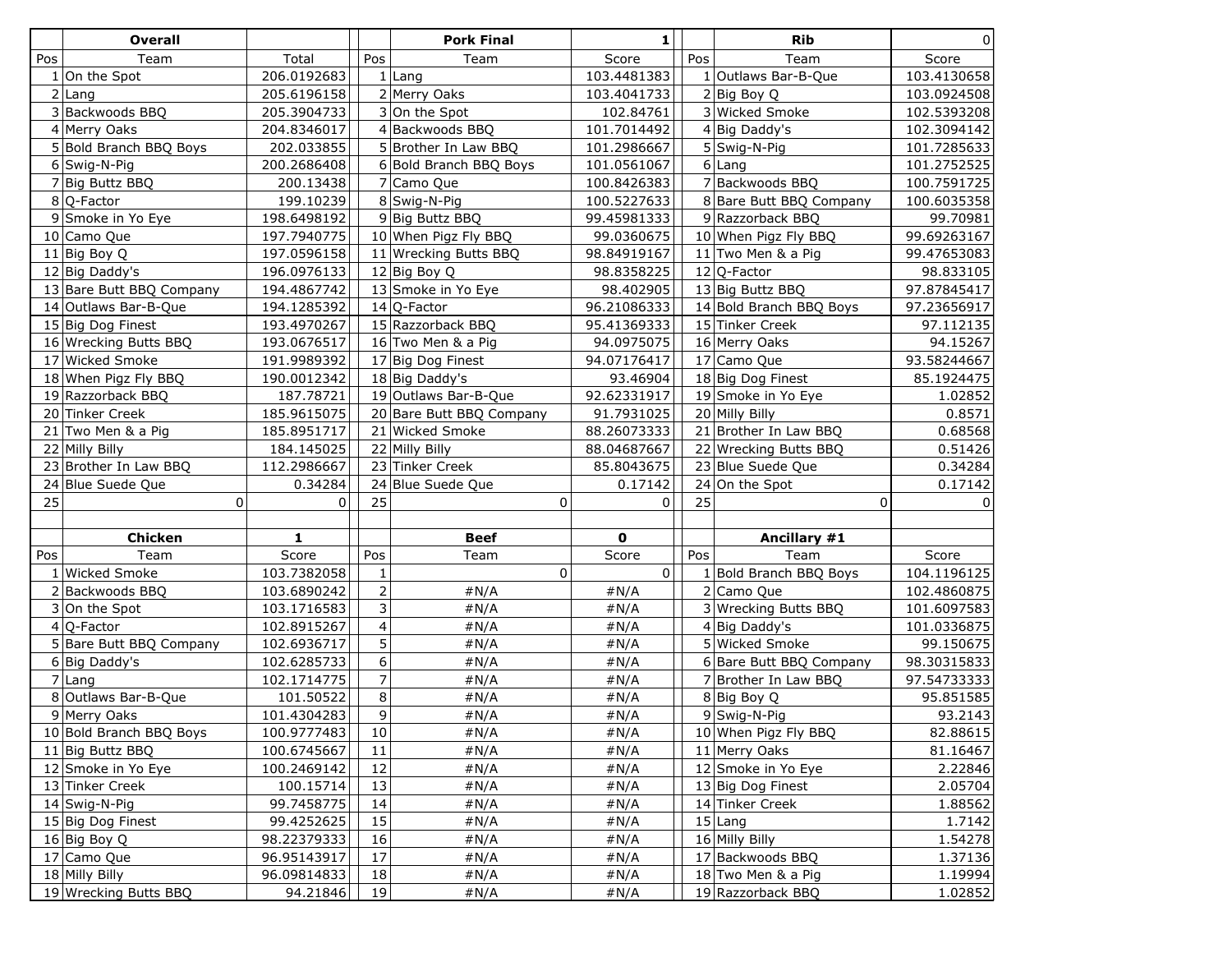| | Overall | | | | Pork Final | 1 | | | Rib | 0 |
|---|---|---|---|---|---|---|---|---|---|---|
| Pos | Team | Total | | Pos | Team | Score | | Pos | Team | Score |
| 1 | On the Spot | 206.0192683 | | 1 | Lang | 103.4481383 | | 1 | Outlaws Bar-B-Que | 103.4130658 |
| 2 | Lang | 205.6196158 | | 2 | Merry Oaks | 103.4041733 | | 2 | Big Boy Q | 103.0924508 |
| 3 | Backwoods BBQ | 205.3904733 | | 3 | On the Spot | 102.84761 | | 3 | Wicked Smoke | 102.5393208 |
| 4 | Merry Oaks | 204.8346017 | | 4 | Backwoods BBQ | 101.7014492 | | 4 | Big Daddy's | 102.3094142 |
| 5 | Bold Branch BBQ Boys | 202.033855 | | 5 | Brother In Law BBQ | 101.2986667 | | 5 | Swig-N-Pig | 101.7285633 |
| 6 | Swig-N-Pig | 200.2686408 | | 6 | Bold Branch BBQ Boys | 101.0561067 | | 6 | Lang | 101.2752525 |
| 7 | Big Buttz BBQ | 200.13438 | | 7 | Camo Que | 100.8426383 | | 7 | Backwoods BBQ | 100.7591725 |
| 8 | Q-Factor | 199.10239 | | 8 | Swig-N-Pig | 100.5227633 | | 8 | Bare Butt BBQ Company | 100.6035358 |
| 9 | Smoke in Yo Eye | 198.6498192 | | 9 | Big Buttz BBQ | 99.45981333 | | 9 | Razzorback BBQ | 99.70981 |
| 10 | Camo Que | 197.7940775 | | 10 | When Pigz Fly BBQ | 99.0360675 | | 10 | When Pigz Fly BBQ | 99.69263167 |
| 11 | Big Boy Q | 197.0596158 | | 11 | Wrecking Butts BBQ | 98.84919167 | | 11 | Two Men & a Pig | 99.47653083 |
| 12 | Big Daddy's | 196.0976133 | | 12 | Big Boy Q | 98.8358225 | | 12 | Q-Factor | 98.833105 |
| 13 | Bare Butt BBQ Company | 194.4867742 | | 13 | Smoke in Yo Eye | 98.402905 | | 13 | Big Buttz BBQ | 97.87845417 |
| 14 | Outlaws Bar-B-Que | 194.1285392 | | 14 | Q-Factor | 96.21086333 | | 14 | Bold Branch BBQ Boys | 97.23656917 |
| 15 | Big Dog Finest | 193.4970267 | | 15 | Razzorback BBQ | 95.41369333 | | 15 | Tinker Creek | 97.112135 |
| 16 | Wrecking Butts BBQ | 193.0676517 | | 16 | Two Men & a Pig | 94.0975075 | | 16 | Merry Oaks | 94.15267 |
| 17 | Wicked Smoke | 191.9989392 | | 17 | Big Dog Finest | 94.07176417 | | 17 | Camo Que | 93.58244667 |
| 18 | When Pigz Fly BBQ | 190.0012342 | | 18 | Big Daddy's | 93.46904 | | 18 | Big Dog Finest | 85.1924475 |
| 19 | Razzorback BBQ | 187.78721 | | 19 | Outlaws Bar-B-Que | 92.62331917 | | 19 | Smoke in Yo Eye | 1.02852 |
| 20 | Tinker Creek | 185.9615075 | | 20 | Bare Butt BBQ Company | 91.7931025 | | 20 | Milly Billy | 0.8571 |
| 21 | Two Men & a Pig | 185.8951717 | | 21 | Wicked Smoke | 88.26073333 | | 21 | Brother In Law BBQ | 0.68568 |
| 22 | Milly Billy | 184.145025 | | 22 | Milly Billy | 88.04687667 | | 22 | Wrecking Butts BBQ | 0.51426 |
| 23 | Brother In Law BBQ | 112.2986667 | | 23 | Tinker Creek | 85.8043675 | | 23 | Blue Suede Que | 0.34284 |
| 24 | Blue Suede Que | 0.34284 | | 24 | Blue Suede Que | 0.17142 | | 24 | On the Spot | 0.17142 |
| 25 | 0 | 0 | | 25 | 0 | 0 | | 25 | 0 | 0 |

| | Chicken | 1 | | | Beef | 0 | | | Ancillary #1 | |
|---|---|---|---|---|---|---|---|---|---|---|
| Pos | Team | Score | | Pos | Team | Score | | Pos | Team | Score |
| 1 | Wicked Smoke | 103.7382058 | | 1 | 0 | 0 | | 1 | Bold Branch BBQ Boys | 104.1196125 |
| 2 | Backwoods BBQ | 103.6890242 | | 2 | #N/A | #N/A | | 2 | Camo Que | 102.4860875 |
| 3 | On the Spot | 103.1716583 | | 3 | #N/A | #N/A | | 3 | Wrecking Butts BBQ | 101.6097583 |
| 4 | Q-Factor | 102.8915267 | | 4 | #N/A | #N/A | | 4 | Big Daddy's | 101.0336875 |
| 5 | Bare Butt BBQ Company | 102.6936717 | | 5 | #N/A | #N/A | | 5 | Wicked Smoke | 99.150675 |
| 6 | Big Daddy's | 102.6285733 | | 6 | #N/A | #N/A | | 6 | Bare Butt BBQ Company | 98.30315833 |
| 7 | Lang | 102.1714775 | | 7 | #N/A | #N/A | | 7 | Brother In Law BBQ | 97.54733333 |
| 8 | Outlaws Bar-B-Que | 101.50522 | | 8 | #N/A | #N/A | | 8 | Big Boy Q | 95.851585 |
| 9 | Merry Oaks | 101.4304283 | | 9 | #N/A | #N/A | | 9 | Swig-N-Pig | 93.2143 |
| 10 | Bold Branch BBQ Boys | 100.9777483 | | 10 | #N/A | #N/A | | 10 | When Pigz Fly BBQ | 82.88615 |
| 11 | Big Buttz BBQ | 100.6745667 | | 11 | #N/A | #N/A | | 11 | Merry Oaks | 81.16467 |
| 12 | Smoke in Yo Eye | 100.2469142 | | 12 | #N/A | #N/A | | 12 | Smoke in Yo Eye | 2.22846 |
| 13 | Tinker Creek | 100.15714 | | 13 | #N/A | #N/A | | 13 | Big Dog Finest | 2.05704 |
| 14 | Swig-N-Pig | 99.7458775 | | 14 | #N/A | #N/A | | 14 | Tinker Creek | 1.88562 |
| 15 | Big Dog Finest | 99.4252625 | | 15 | #N/A | #N/A | | 15 | Lang | 1.7142 |
| 16 | Big Boy Q | 98.22379333 | | 16 | #N/A | #N/A | | 16 | Milly Billy | 1.54278 |
| 17 | Camo Que | 96.95143917 | | 17 | #N/A | #N/A | | 17 | Backwoods BBQ | 1.37136 |
| 18 | Milly Billy | 96.09814833 | | 18 | #N/A | #N/A | | 18 | Two Men & a Pig | 1.19994 |
| 19 | Wrecking Butts BBQ | 94.21846 | | 19 | #N/A | #N/A | | 19 | Razzorback BBQ | 1.02852 |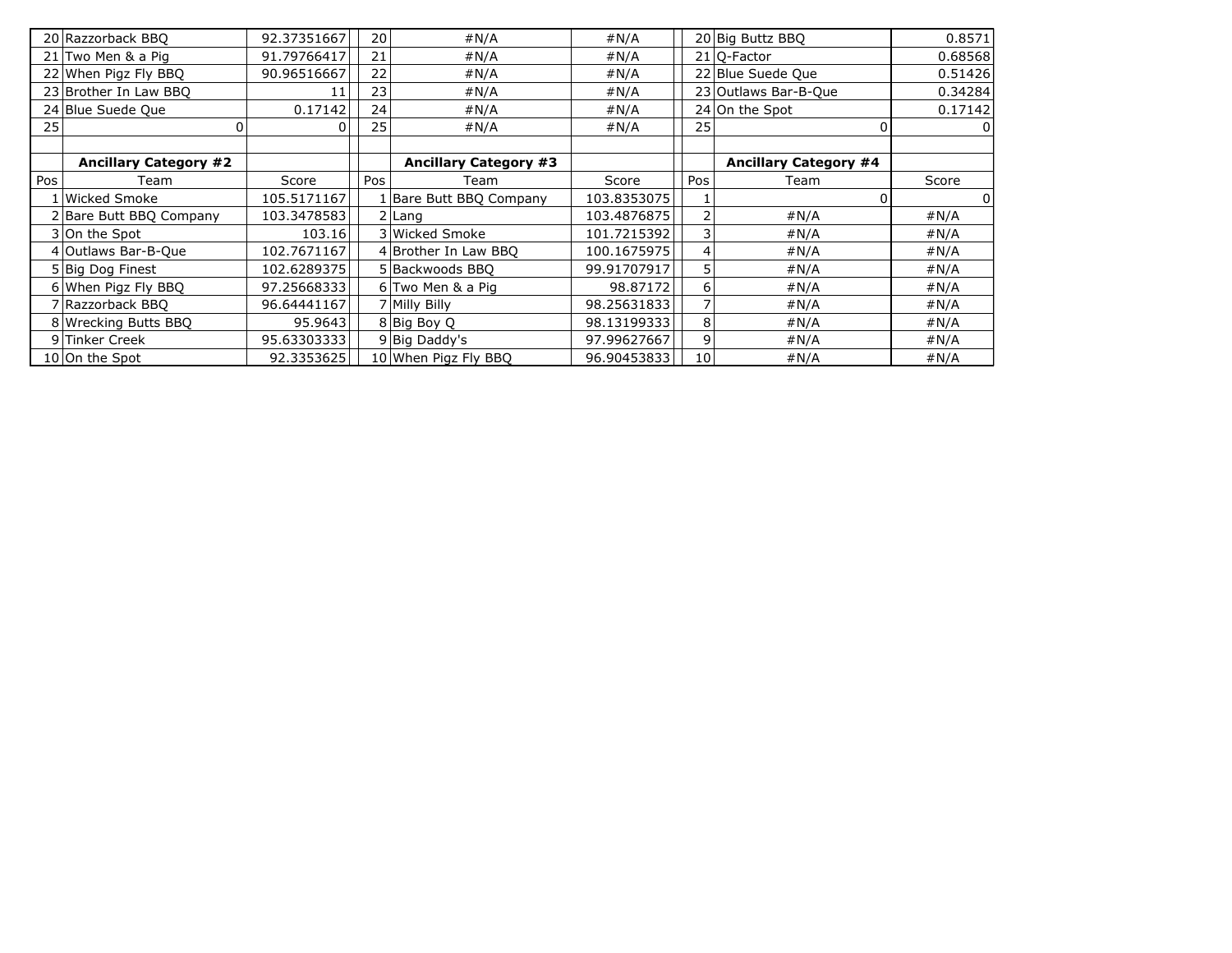| | | | | | | | | | | | | | |
|---|---|---|---|---|---|---|---|---|---|---|---|---|---|
| 20 | Razzorback BBQ | 92.37351667 | | 20 | #N/A | #N/A | | 20 | Big Buttz BBQ | 0.8571 |
| 21 | Two Men & a Pig | 91.79766417 | | 21 | #N/A | #N/A | | 21 | Q-Factor | 0.68568 |
| 22 | When Pigz Fly BBQ | 90.96516667 | | 22 | #N/A | #N/A | | 22 | Blue Suede Que | 0.51426 |
| 23 | Brother In Law BBQ | 11 | | 23 | #N/A | #N/A | | 23 | Outlaws Bar-B-Que | 0.34284 |
| 24 | Blue Suede Que | 0.17142 | | 24 | #N/A | #N/A | | 24 | On the Spot | 0.17142 |
| 25 | 0 | 0 | | 25 | #N/A | #N/A | | 25 | 0 | 0 |
| | | | | | | | | | | |
| | **Ancillary Category #2** | | | | **Ancillary Category #3** | | | | **Ancillary Category #4** | |
| Pos | Team | Score | | Pos | Team | Score | | Pos | Team | Score |
| 1 | Wicked Smoke | 105.5171167 | | 1 | Bare Butt BBQ Company | 103.8353075 | | 1 | 0 | 0 |
| 2 | Bare Butt BBQ Company | 103.3478583 | | 2 | Lang | 103.4876875 | | 2 | #N/A | #N/A |
| 3 | On the Spot | 103.16 | | 3 | Wicked Smoke | 101.7215392 | | 3 | #N/A | #N/A |
| 4 | Outlaws Bar-B-Que | 102.7671167 | | 4 | Brother In Law BBQ | 100.1675975 | | 4 | #N/A | #N/A |
| 5 | Big Dog Finest | 102.6289375 | | 5 | Backwoods BBQ | 99.91707917 | | 5 | #N/A | #N/A |
| 6 | When Pigz Fly BBQ | 97.25668333 | | 6 | Two Men & a Pig | 98.87172 | | 6 | #N/A | #N/A |
| 7 | Razzorback BBQ | 96.64441167 | | 7 | Milly Billy | 98.25631833 | | 7 | #N/A | #N/A |
| 8 | Wrecking Butts BBQ | 95.9643 | | 8 | Big Boy Q | 98.13199333 | | 8 | #N/A | #N/A |
| 9 | Tinker Creek | 95.63303333 | | 9 | Big Daddy's | 97.99627667 | | 9 | #N/A | #N/A |
| 10 | On the Spot | 92.3353625 | | 10 | When Pigz Fly BBQ | 96.90453833 | | 10 | #N/A | #N/A |